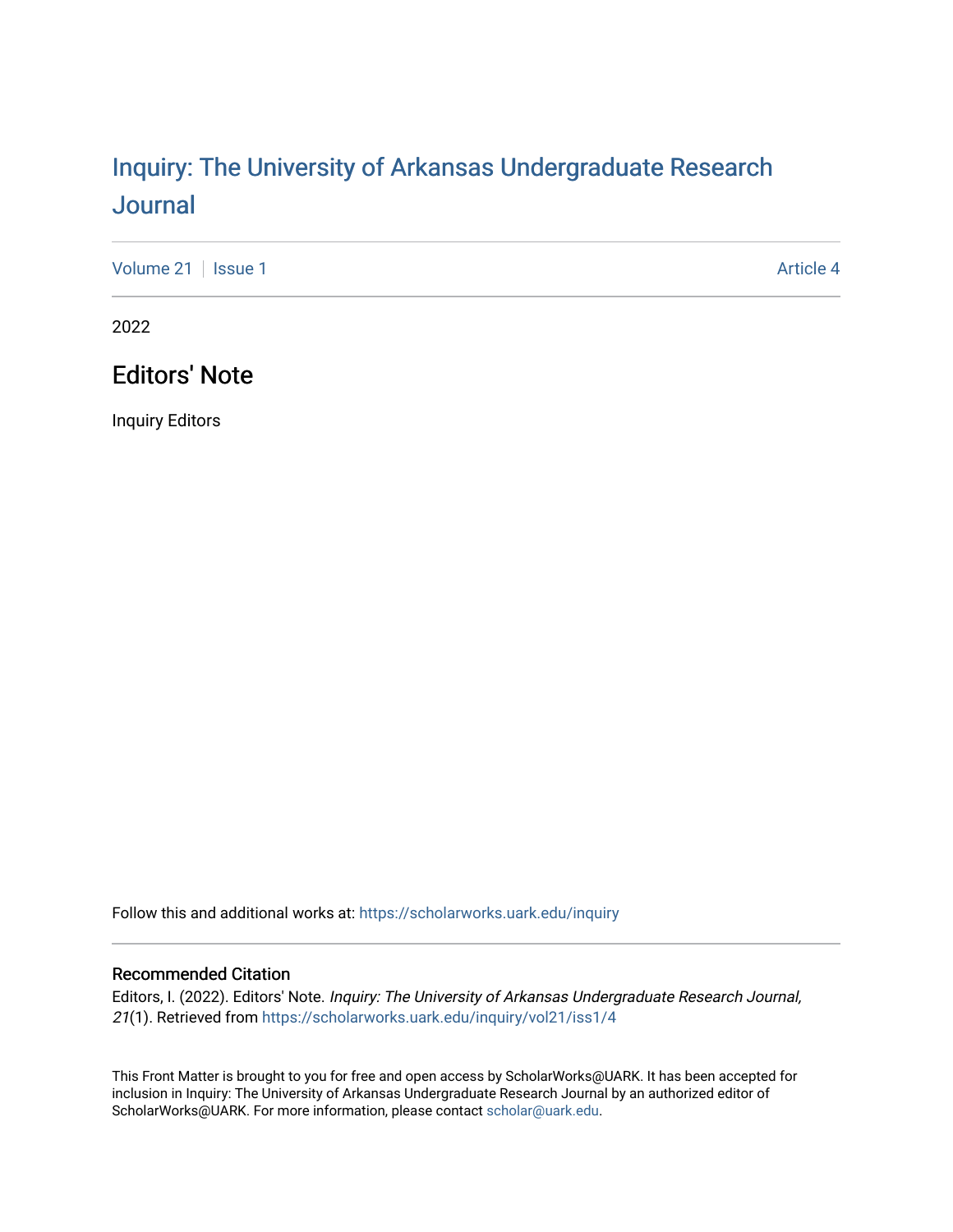# Inquiry: The University of Arkansas Undergraduate Research Journal

Volume 21 | Issue 1 Article 4

2022

## Editors' Note

Inquiry Editors

Follow this and additional works at: https://scholarworks.uark.edu/inquiry

### Recommended Citation

Editors, I. (2022). Editors' Note. *Inquiry: The University of Arkansas Undergraduate Research Journal, 21*(1). Retrieved from https://scholarworks.uark.edu/inquiry/vol21/iss1/4

This Front Matter is brought to you for free and open access by ScholarWorks@UARK. It has been accepted for inclusion in Inquiry: The University of Arkansas Undergraduate Research Journal by an authorized editor of ScholarWorks@UARK. For more information, please contact scholar@uark.edu.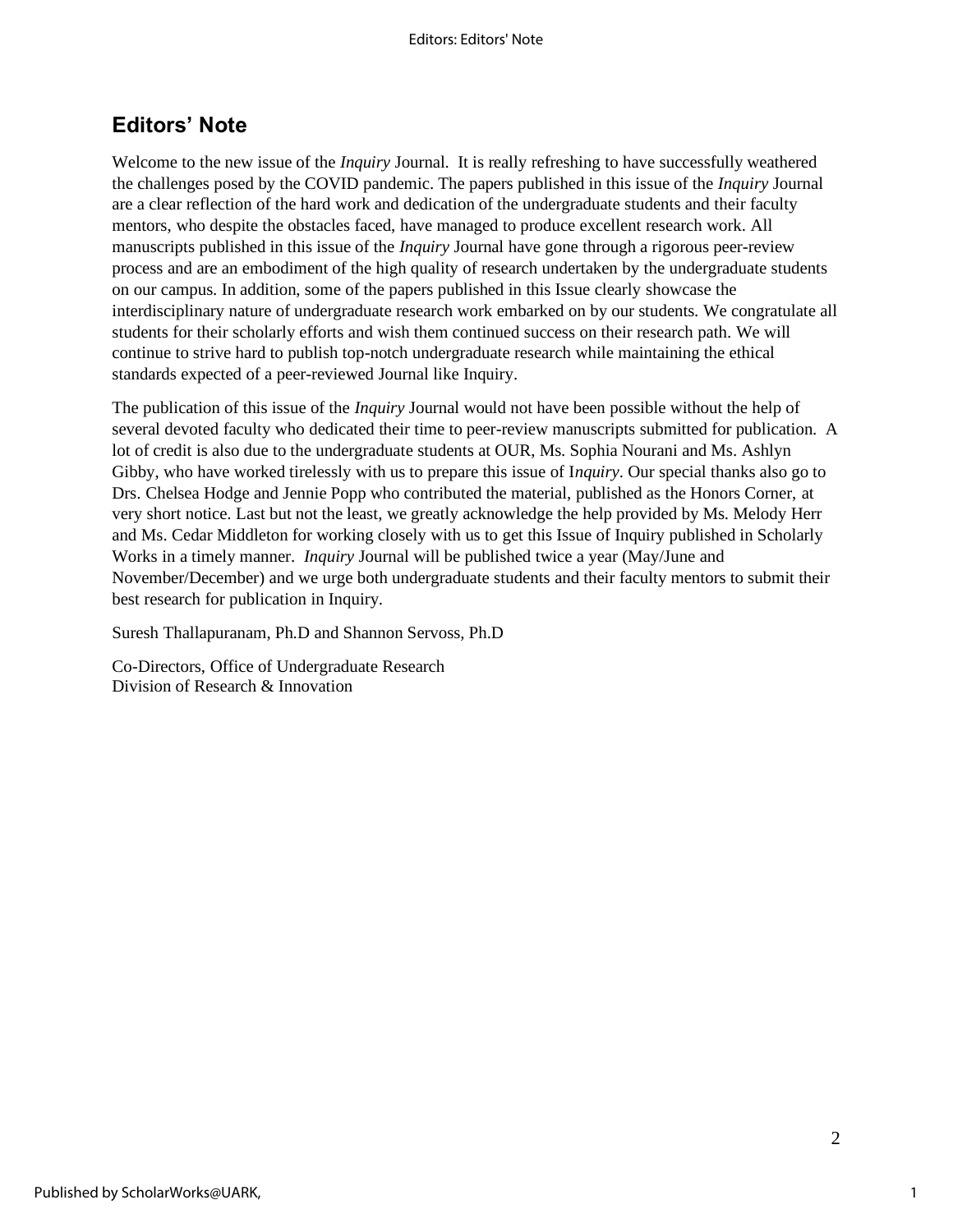## Editors' Note

Welcome to the new issue of the *Inquiry* Journal. It is really refreshing to have successfully weathered the challenges posed by the COVID pandemic. The papers published in this issue of the *Inquiry* Journal are a clear reflection of the hard work and dedication of the undergraduate students and their faculty mentors, who despite the obstacles faced, have managed to produce excellent research work. All manuscripts published in this issue of the *Inquiry* Journal have gone through a rigorous peer-review process and are an embodiment of the high quality of research undertaken by the undergraduate students on our campus. In addition, some of the papers published in this Issue clearly showcase the interdisciplinary nature of undergraduate research work embarked on by our students. We congratulate all students for their scholarly efforts and wish them continued success on their research path. We will continue to strive hard to publish top-notch undergraduate research while maintaining the ethical standards expected of a peer-reviewed Journal like Inquiry.

The publication of this issue of the *Inquiry* Journal would not have been possible without the help of several devoted faculty who dedicated their time to peer-review manuscripts submitted for publication. A lot of credit is also due to the undergraduate students at OUR, Ms. Sophia Nourani and Ms. Ashlyn Gibby, who have worked tirelessly with us to prepare this issue of I*nquiry*. Our special thanks also go to Drs. Chelsea Hodge and Jennie Popp who contributed the material, published as the Honors Corner, at very short notice. Last but not the least, we greatly acknowledge the help provided by Ms. Melody Herr and Ms. Cedar Middleton for working closely with us to get this Issue of Inquiry published in Scholarly Works in a timely manner. *Inquiry* Journal will be published twice a year (May/June and November/December) and we urge both undergraduate students and their faculty mentors to submit their best research for publication in Inquiry.

Suresh Thallapuranam, Ph.D and Shannon Servoss, Ph.D

Co-Directors, Office of Undergraduate Research
Division of Research & Innovation